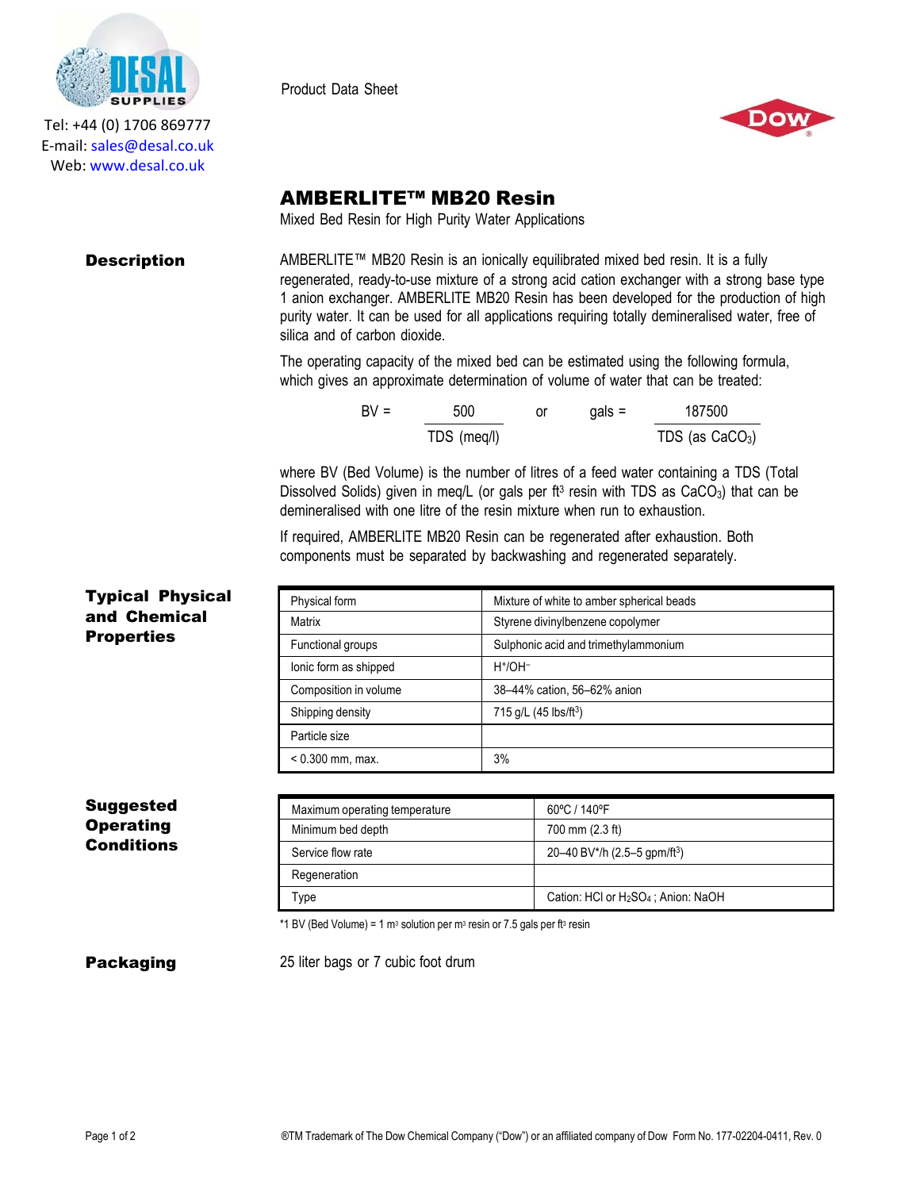Tel: +44 (0) 1706 869777
E-mail: sales@desal.co.uk
Web: www.desal.co.uk

Product Data Sheet

# AMBERLITE™ MB20 Resin

Mixed Bed Resin for High Purity Water Applications

## Description

AMBERLITE™ MB20 Resin is an ionically equilibrated mixed bed resin. It is a fully regenerated, ready-to-use mixture of a strong acid cation exchanger with a strong base type 1 anion exchanger. AMBERLITE MB20 Resin has been developed for the production of high purity water. It can be used for all applications requiring totally demineralised water, free of silica and of carbon dioxide.

The operating capacity of the mixed bed can be estimated using the following formula, which gives an approximate determination of volume of water that can be treated:

$$BV = \frac{500}{\text{TDS (meq/l)}} \quad \text{or} \quad \text{gals} = \frac{187500}{\text{TDS (as } CaCO_3\text{)}}$$

where BV (Bed Volume) is the number of litres of a feed water containing a TDS (Total Dissolved Solids) given in meq/L (or gals per $ft^3$ resin with TDS as $CaCO_3$) that can be demineralised with one litre of the resin mixture when run to exhaustion.

If required, AMBERLITE MB20 Resin can be regenerated after exhaustion. Both components must be separated by backwashing and regenerated separately.

## Typical Physical and Chemical Properties

| Property | Value |
|---|---|
| Physical form | Mixture of white to amber spherical beads |
| Matrix | Styrene divinylbenzene copolymer |
| Functional groups | Sulphonic acid and trimethylammonium |
| Ionic form as shipped | $H^+/OH^-$ |
| Composition in volume | 38–44% cation, 56–62% anion |
| Shipping density | 715 g/L (45 lbs/$ft^3$) |
| Particle size | |
| < 0.300 mm, max. | 3% |

## Suggested Operating Conditions

| Condition | Value |
|---|---|
| Maximum operating temperature | 60ºC / 140ºF |
| Minimum bed depth | 700 mm (2.3 ft) |
| Service flow rate | 20–40 BV*/h (2.5–5 gpm/$ft^3$) |
| Regeneration | |
| Type | Cation: HCl or $H_2SO_4$ ; Anion: NaOH |

*1 BV (Bed Volume) = 1 $m^3$ solution per $m^3$ resin or 7.5 gals per $ft^3$ resin

## Packaging

25 liter bags or 7 cubic foot drum

®TM Trademark of The Dow Chemical Company ("Dow") or an affiliated company of Dow Form No. 177-02204-0411, Rev. 0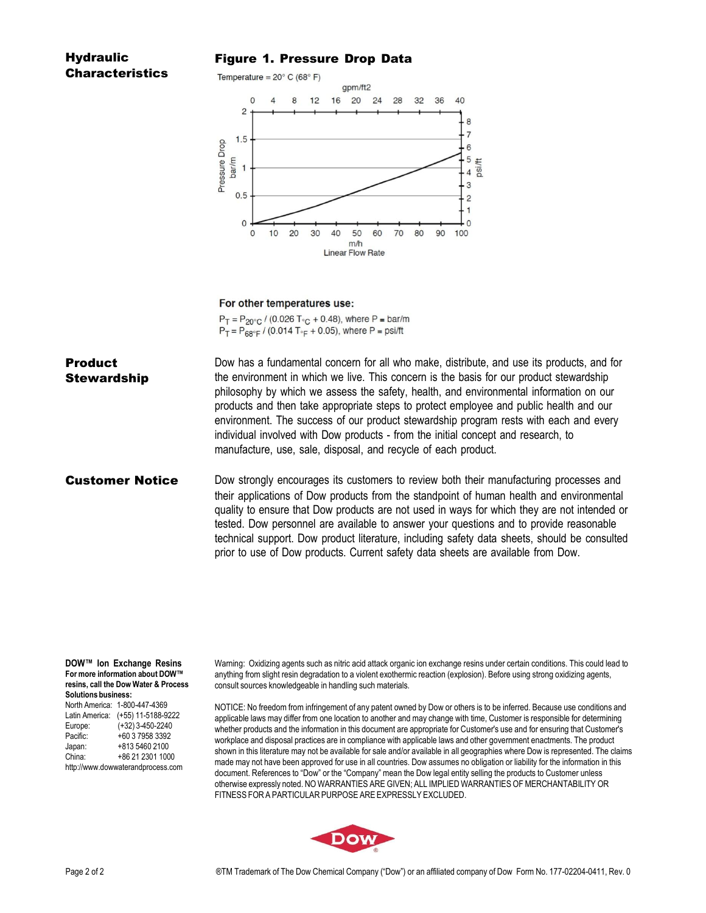## Hydraulic Characteristics

### Figure 1. Pressure Drop Data

Temperature = 20° C (68° F)

gpm/ft2

0 4 8 12 16 20 24 28 32 36 40

Pressure Drop bar/m

2 1.5 1 0.5 0

psi/ft

8 7 6 5 4 3 2 1 0

0 10 20 30 40 50 60 70 80 90 100

m/h

Linear Flow Rate

**For other temperatures use:**

$P_T = P_{20°C} / (0.026\ T_{°C} + 0.48)$, where P = bar/m

$P_T = P_{68°F} / (0.014\ T_{°F} + 0.05)$, where P = psi/ft

## Product Stewardship

Dow has a fundamental concern for all who make, distribute, and use its products, and for the environment in which we live. This concern is the basis for our product stewardship philosophy by which we assess the safety, health, and environmental information on our products and then take appropriate steps to protect employee and public health and our environment. The success of our product stewardship program rests with each and every individual involved with Dow products - from the initial concept and research, to manufacture, use, sale, disposal, and recycle of each product.

## Customer Notice

Dow strongly encourages its customers to review both their manufacturing processes and their applications of Dow products from the standpoint of human health and environmental quality to ensure that Dow products are not used in ways for which they are not intended or tested. Dow personnel are available to answer your questions and to provide reasonable technical support. Dow product literature, including safety data sheets, should be consulted prior to use of Dow products. Current safety data sheets are available from Dow.

**DOW™ Ion Exchange Resins**
**For more information about DOW™ resins, call the Dow Water & Process Solutions business:**

North America: 1-800-447-4369
Latin America: (+55) 11-5188-9222
Europe: (+32) 3-450-2240
Pacific: +60 3 7958 3392
Japan: +813 5460 2100
China: +86 21 2301 1000
http://www.dowwaterandprocess.com

Warning: Oxidizing agents such as nitric acid attack organic ion exchange resins under certain conditions. This could lead to anything from slight resin degradation to a violent exothermic reaction (explosion). Before using strong oxidizing agents, consult sources knowledgeable in handling such materials.

NOTICE: No freedom from infringement of any patent owned by Dow or others is to be inferred. Because use conditions and applicable laws may differ from one location to another and may change with time, Customer is responsible for determining whether products and the information in this document are appropriate for Customer's use and for ensuring that Customer's workplace and disposal practices are in compliance with applicable laws and other government enactments. The product shown in this literature may not be available for sale and/or available in all geographies where Dow is represented. The claims made may not have been approved for use in all countries. Dow assumes no obligation or liability for the information in this document. References to "Dow" or the "Company" mean the Dow legal entity selling the products to Customer unless otherwise expressly noted. NO WARRANTIES ARE GIVEN; ALL IMPLIED WARRANTIES OF MERCHANTABILITY OR FITNESS FOR A PARTICULAR PURPOSE ARE EXPRESSLY EXCLUDED.

®TM Trademark of The Dow Chemical Company ("Dow") or an affiliated company of Dow Form No. 177-02204-0411, Rev. 0